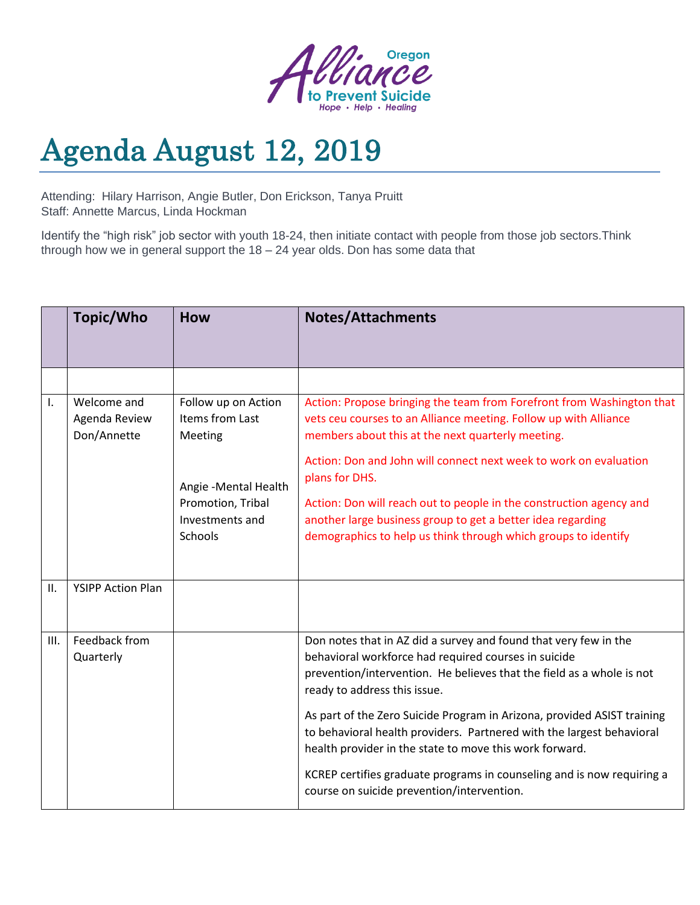Oregon Alliance to Prevent Suicide
*Hope • Help • Healing*

# Agenda August 12, 2019

Attending: Hilary Harrison, Angie Butler, Don Erickson, Tanya Pruitt
Staff: Annette Marcus, Linda Hockman

Identify the "high risk" job sector with youth 18-24, then initiate contact with people from those job sectors.Think through how we in general support the 18 – 24 year olds. Don has some data that

| | Topic/Who | How | Notes/Attachments |
|---|---|---|---|
| | | | |
| I. | Welcome and Agenda Review Don/Annette | Follow up on Action Items from Last Meeting<br><br>Angie -Mental Health Promotion, Tribal Investments and Schools | Action: Propose bringing the team from Forefront from Washington that vets ceu courses to an Alliance meeting. Follow up with Alliance members about this at the next quarterly meeting.<br><br>Action: Don and John will connect next week to work on evaluation plans for DHS.<br><br>Action: Don will reach out to people in the construction agency and another large business group to get a better idea regarding demographics to help us think through which groups to identify |
| II. | YSIPP Action Plan | | |
| III. | Feedback from Quarterly | | Don notes that in AZ did a survey and found that very few in the behavioral workforce had required courses in suicide prevention/intervention. He believes that the field as a whole is not ready to address this issue.<br><br>As part of the Zero Suicide Program in Arizona, provided ASIST training to behavioral health providers. Partnered with the largest behavioral health provider in the state to move this work forward.<br><br>KCREP certifies graduate programs in counseling and is now requiring a course on suicide prevention/intervention. |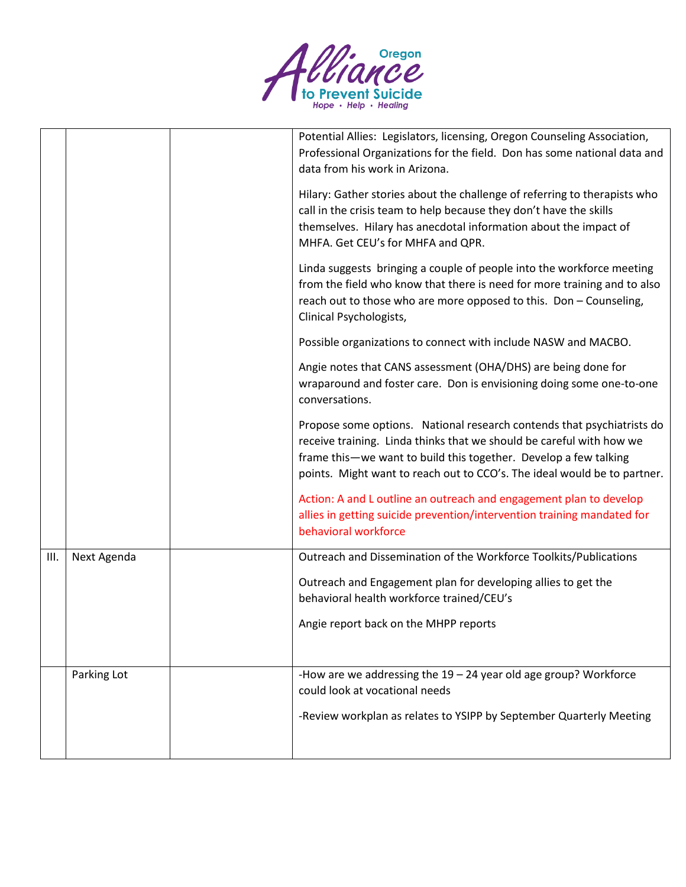| | | | |
|---|---|---|---|
| | | | Potential Allies: Legislators, licensing, Oregon Counseling Association, Professional Organizations for the field. Don has some national data and data from his work in Arizona.<br><br>Hilary: Gather stories about the challenge of referring to therapists who call in the crisis team to help because they don't have the skills themselves. Hilary has anecdotal information about the impact of MHFA. Get CEU's for MHFA and QPR.<br><br>Linda suggests bringing a couple of people into the workforce meeting from the field who know that there is need for more training and to also reach out to those who are more opposed to this. Don – Counseling, Clinical Psychologists,<br><br>Possible organizations to connect with include NASW and MACBO.<br><br>Angie notes that CANS assessment (OHA/DHS) are being done for wraparound and foster care. Don is envisioning doing some one-to-one conversations.<br><br>Propose some options. National research contends that psychiatrists do receive training. Linda thinks that we should be careful with how we frame this—we want to build this together. Develop a few talking points. Might want to reach out to CCO's. The ideal would be to partner.<br><br>Action: A and L outline an outreach and engagement plan to develop allies in getting suicide prevention/intervention training mandated for behavioral workforce |
| III. | Next Agenda | | Outreach and Dissemination of the Workforce Toolkits/Publications<br><br>Outreach and Engagement plan for developing allies to get the behavioral health workforce trained/CEU's<br><br>Angie report back on the MHPP reports |
| | Parking Lot | | -How are we addressing the 19 – 24 year old age group? Workforce could look at vocational needs<br><br>-Review workplan as relates to YSIPP by September Quarterly Meeting |